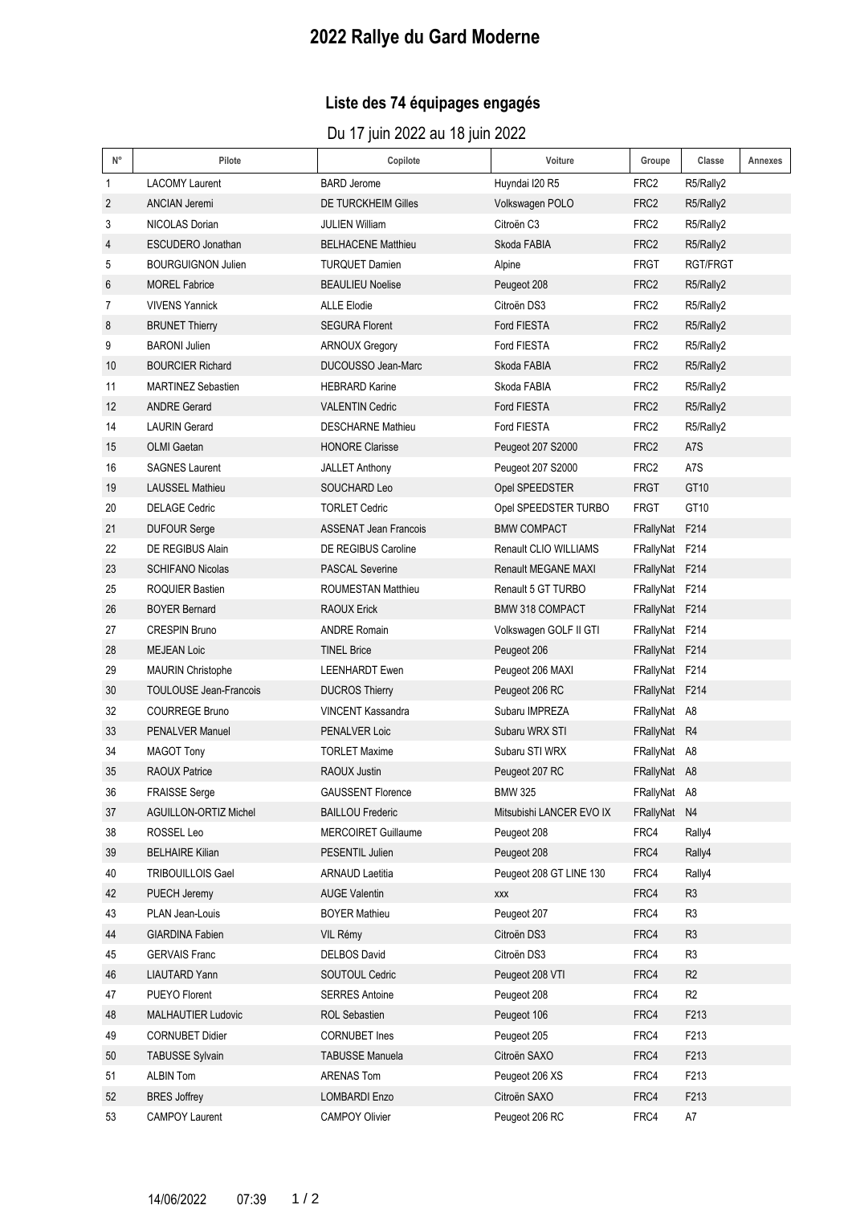# 2022 Rallye du Gard Moderne

## Liste des 74 équipages engagés

Du 17 juin 2022 au 18 juin 2022

| N° | Pilote | Copilote | Voiture | Groupe | Classe | Annexes |
|---|---|---|---|---|---|---|
| 1 | LACOMY Laurent | BARD Jerome | Huyndai I20 R5 | FRC2 | R5/Rally2 | |
| 2 | ANCIAN Jeremi | DE TURCKHEIM Gilles | Volkswagen POLO | FRC2 | R5/Rally2 | |
| 3 | NICOLAS Dorian | JULIEN William | Citroën C3 | FRC2 | R5/Rally2 | |
| 4 | ESCUDERO Jonathan | BELHACENE Matthieu | Skoda FABIA | FRC2 | R5/Rally2 | |
| 5 | BOURGUIGNON Julien | TURQUET Damien | Alpine | FRGT | RGT/FRGT | |
| 6 | MOREL Fabrice | BEAULIEU Noelise | Peugeot 208 | FRC2 | R5/Rally2 | |
| 7 | VIVENS Yannick | ALLE Elodie | Citroën DS3 | FRC2 | R5/Rally2 | |
| 8 | BRUNET Thierry | SEGURA Florent | Ford FIESTA | FRC2 | R5/Rally2 | |
| 9 | BARONI Julien | ARNOUX Gregory | Ford FIESTA | FRC2 | R5/Rally2 | |
| 10 | BOURCIER Richard | DUCOUSSO Jean-Marc | Skoda FABIA | FRC2 | R5/Rally2 | |
| 11 | MARTINEZ Sebastien | HEBRARD Karine | Skoda FABIA | FRC2 | R5/Rally2 | |
| 12 | ANDRE Gerard | VALENTIN Cedric | Ford FIESTA | FRC2 | R5/Rally2 | |
| 14 | LAURIN Gerard | DESCHARNE Mathieu | Ford FIESTA | FRC2 | R5/Rally2 | |
| 15 | OLMI Gaetan | HONORE Clarisse | Peugeot 207 S2000 | FRC2 | A7S | |
| 16 | SAGNES Laurent | JALLET Anthony | Peugeot 207 S2000 | FRC2 | A7S | |
| 19 | LAUSSEL Mathieu | SOUCHARD Leo | Opel SPEEDSTER | FRGT | GT10 | |
| 20 | DELAGE Cedric | TORLET Cedric | Opel SPEEDSTER TURBO | FRGT | GT10 | |
| 21 | DUFOUR Serge | ASSENAT Jean Francois | BMW COMPACT | FRallyNat | F214 | |
| 22 | DE REGIBUS Alain | DE REGIBUS Caroline | Renault CLIO WILLIAMS | FRallyNat | F214 | |
| 23 | SCHIFANO Nicolas | PASCAL Severine | Renault MEGANE MAXI | FRallyNat | F214 | |
| 25 | ROQUIER Bastien | ROUMESTAN Matthieu | Renault 5 GT TURBO | FRallyNat | F214 | |
| 26 | BOYER Bernard | RAOUX Erick | BMW 318 COMPACT | FRallyNat | F214 | |
| 27 | CRESPIN Bruno | ANDRE Romain | Volkswagen GOLF II GTI | FRallyNat | F214 | |
| 28 | MEJEAN Loic | TINEL Brice | Peugeot 206 | FRallyNat | F214 | |
| 29 | MAURIN Christophe | LEENHARDT Ewen | Peugeot 206 MAXI | FRallyNat | F214 | |
| 30 | TOULOUSE Jean-Francois | DUCROS Thierry | Peugeot 206 RC | FRallyNat | F214 | |
| 32 | COURREGE Bruno | VINCENT Kassandra | Subaru IMPREZA | FRallyNat | A8 | |
| 33 | PENALVER Manuel | PENALVER Loic | Subaru WRX STI | FRallyNat | R4 | |
| 34 | MAGOT Tony | TORLET Maxime | Subaru STI WRX | FRallyNat | A8 | |
| 35 | RAOUX Patrice | RAOUX Justin | Peugeot 207 RC | FRallyNat | A8 | |
| 36 | FRAISSE Serge | GAUSSENT Florence | BMW 325 | FRallyNat | A8 | |
| 37 | AGUILLON-ORTIZ Michel | BAILLOU Frederic | Mitsubishi LANCER EVO IX | FRallyNat | N4 | |
| 38 | ROSSEL Leo | MERCOIRET Guillaume | Peugeot 208 | FRC4 | Rally4 | |
| 39 | BELHAIRE Kilian | PESENTIL Julien | Peugeot 208 | FRC4 | Rally4 | |
| 40 | TRIBOUILLOIS Gael | ARNAUD Laetitia | Peugeot 208 GT LINE 130 | FRC4 | Rally4 | |
| 42 | PUECH Jeremy | AUGE Valentin | xxx | FRC4 | R3 | |
| 43 | PLAN Jean-Louis | BOYER Mathieu | Peugeot 207 | FRC4 | R3 | |
| 44 | GIARDINA Fabien | VIL Rémy | Citroën DS3 | FRC4 | R3 | |
| 45 | GERVAIS Franc | DELBOS David | Citroën DS3 | FRC4 | R3 | |
| 46 | LIAUTARD Yann | SOUTOUL Cedric | Peugeot 208 VTI | FRC4 | R2 | |
| 47 | PUEYO Florent | SERRES Antoine | Peugeot 208 | FRC4 | R2 | |
| 48 | MALHAUTIER Ludovic | ROL Sebastien | Peugeot 106 | FRC4 | F213 | |
| 49 | CORNUBET Didier | CORNUBET Ines | Peugeot 205 | FRC4 | F213 | |
| 50 | TABUSSE Sylvain | TABUSSE Manuela | Citroën SAXO | FRC4 | F213 | |
| 51 | ALBIN Tom | ARENAS Tom | Peugeot 206 XS | FRC4 | F213 | |
| 52 | BRES Joffrey | LOMBARDI Enzo | Citroën SAXO | FRC4 | F213 | |
| 53 | CAMPOY Laurent | CAMPOY Olivier | Peugeot 206 RC | FRC4 | A7 | |

14/06/2022 07:39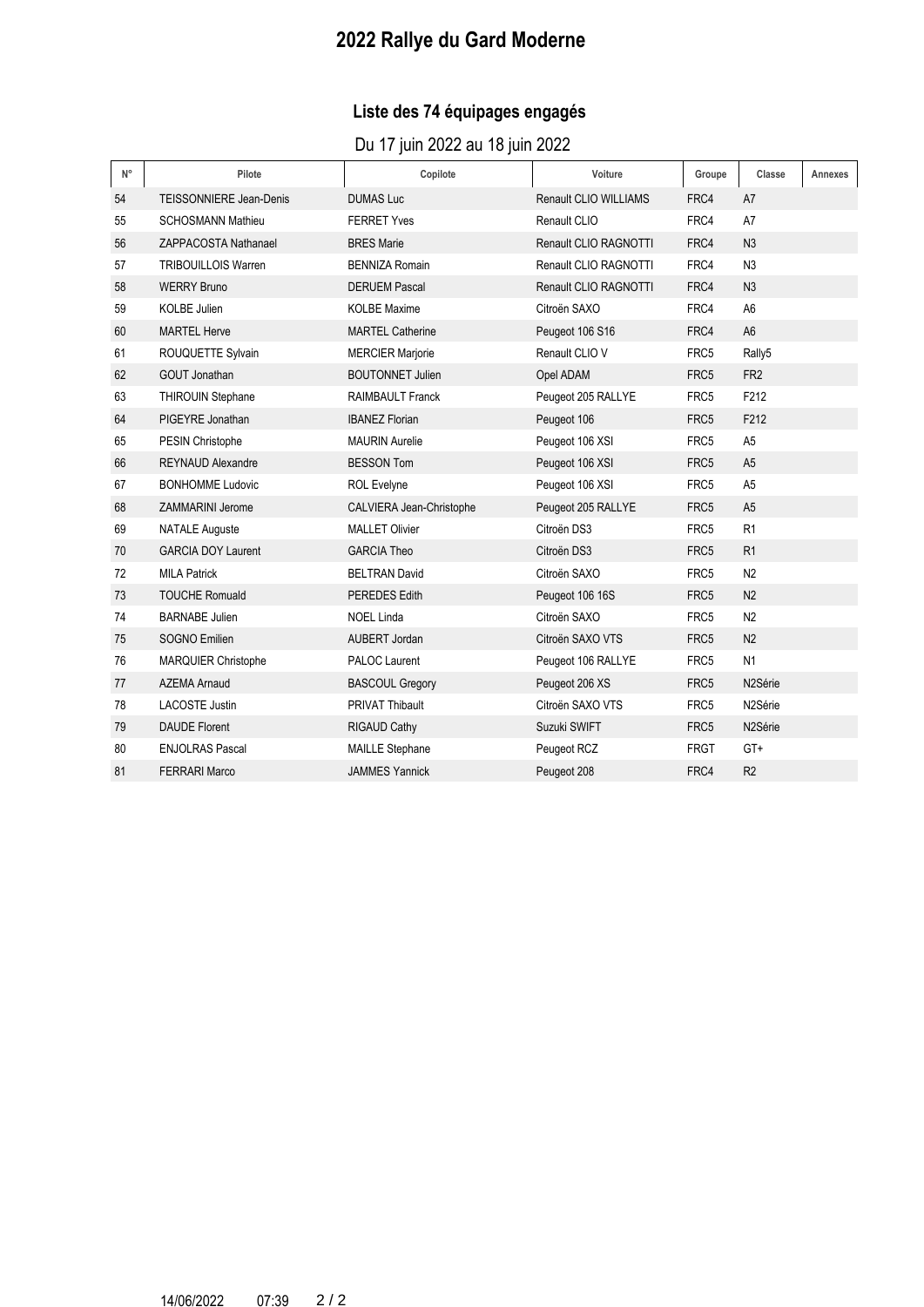# 2022 Rallye du Gard Moderne

## Liste des 74 équipages engagés

Du 17 juin 2022 au 18 juin 2022

| N° | Pilote | Copilote | Voiture | Groupe | Classe | Annexes |
|---|---|---|---|---|---|---|
| 54 | TEISSONNIERE Jean-Denis | DUMAS Luc | Renault CLIO WILLIAMS | FRC4 | A7 | |
| 55 | SCHOSMANN Mathieu | FERRET Yves | Renault CLIO | FRC4 | A7 | |
| 56 | ZAPPACOSTA Nathanael | BRES Marie | Renault CLIO RAGNOTTI | FRC4 | N3 | |
| 57 | TRIBOUILLOIS Warren | BENNIZA Romain | Renault CLIO RAGNOTTI | FRC4 | N3 | |
| 58 | WERRY Bruno | DERUEM Pascal | Renault CLIO RAGNOTTI | FRC4 | N3 | |
| 59 | KOLBE Julien | KOLBE Maxime | Citroën SAXO | FRC4 | A6 | |
| 60 | MARTEL Herve | MARTEL Catherine | Peugeot 106 S16 | FRC4 | A6 | |
| 61 | ROUQUETTE Sylvain | MERCIER Marjorie | Renault CLIO V | FRC5 | Rally5 | |
| 62 | GOUT Jonathan | BOUTONNET Julien | Opel ADAM | FRC5 | FR2 | |
| 63 | THIROUIN Stephane | RAIMBAULT Franck | Peugeot 205 RALLYE | FRC5 | F212 | |
| 64 | PIGEYRE Jonathan | IBANEZ Florian | Peugeot 106 | FRC5 | F212 | |
| 65 | PESIN Christophe | MAURIN Aurelie | Peugeot 106 XSI | FRC5 | A5 | |
| 66 | REYNAUD Alexandre | BESSON Tom | Peugeot 106 XSI | FRC5 | A5 | |
| 67 | BONHOMME Ludovic | ROL Evelyne | Peugeot 106 XSI | FRC5 | A5 | |
| 68 | ZAMMARINI Jerome | CALVIERA Jean-Christophe | Peugeot 205 RALLYE | FRC5 | A5 | |
| 69 | NATALE Auguste | MALLET Olivier | Citroën DS3 | FRC5 | R1 | |
| 70 | GARCIA DOY Laurent | GARCIA Theo | Citroën DS3 | FRC5 | R1 | |
| 72 | MILA Patrick | BELTRAN David | Citroën SAXO | FRC5 | N2 | |
| 73 | TOUCHE Romuald | PEREDES Edith | Peugeot 106 16S | FRC5 | N2 | |
| 74 | BARNABE Julien | NOEL Linda | Citroën SAXO | FRC5 | N2 | |
| 75 | SOGNO Emilien | AUBERT Jordan | Citroën SAXO VTS | FRC5 | N2 | |
| 76 | MARQUIER Christophe | PALOC Laurent | Peugeot 106 RALLYE | FRC5 | N1 | |
| 77 | AZEMA Arnaud | BASCOUL Gregory | Peugeot 206 XS | FRC5 | N2Série | |
| 78 | LACOSTE Justin | PRIVAT Thibault | Citroën SAXO VTS | FRC5 | N2Série | |
| 79 | DAUDE Florent | RIGAUD Cathy | Suzuki SWIFT | FRC5 | N2Série | |
| 80 | ENJOLRAS Pascal | MAILLE Stephane | Peugeot RCZ | FRGT | GT+ | |
| 81 | FERRARI Marco | JAMMES Yannick | Peugeot 208 | FRC4 | R2 | |

14/06/2022 07:39